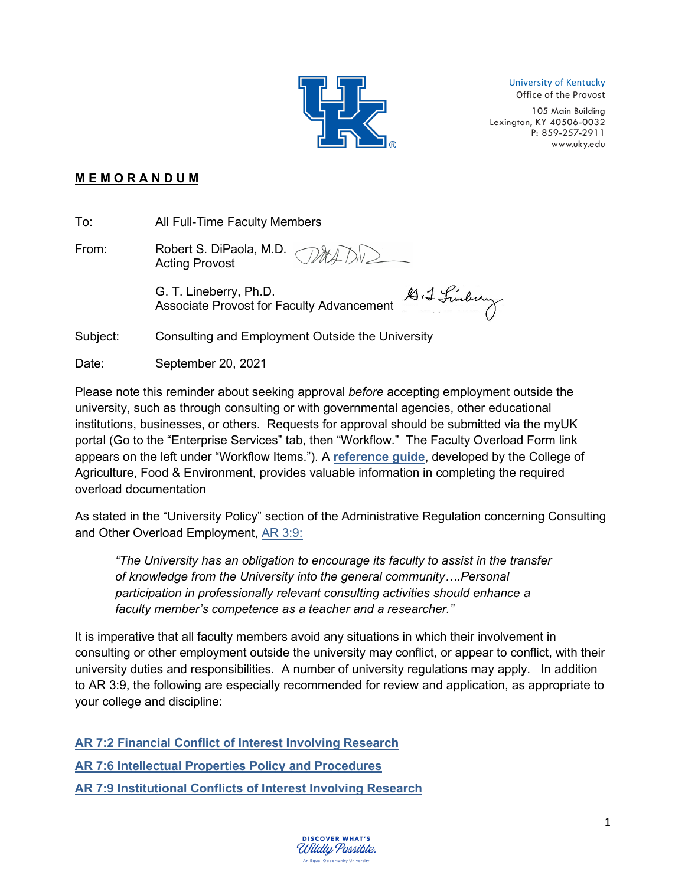University of Kentucky
Office of the Provost

105 Main Building
Lexington, KY 40506-0032
P: 859-257-2911
www.uky.edu

**MEMORANDUM**

To: All Full-Time Faculty Members

From: Robert S. DiPaola, M.D.
Acting Provost

G. T. Lineberry, Ph.D.
Associate Provost for Faculty Advancement

Subject: Consulting and Employment Outside the University

Date: September 20, 2021

Please note this reminder about seeking approval *before* accepting employment outside the university, such as through consulting or with governmental agencies, other educational institutions, businesses, or others. Requests for approval should be submitted via the myUK portal (Go to the "Enterprise Services" tab, then "Workflow." The Faculty Overload Form link appears on the left under "Workflow Items."). A **reference guide**, developed by the College of Agriculture, Food & Environment, provides valuable information in completing the required overload documentation

As stated in the "University Policy" section of the Administrative Regulation concerning Consulting and Other Overload Employment, AR 3:9:

> *"The University has an obligation to encourage its faculty to assist in the transfer of knowledge from the University into the general community….Personal participation in professionally relevant consulting activities should enhance a faculty member's competence as a teacher and a researcher."*

It is imperative that all faculty members avoid any situations in which their involvement in consulting or other employment outside the university may conflict, or appear to conflict, with their university duties and responsibilities. A number of university regulations may apply. In addition to AR 3:9, the following are especially recommended for review and application, as appropriate to your college and discipline:

**AR 7:2 Financial Conflict of Interest Involving Research**

**AR 7:6 Intellectual Properties Policy and Procedures**

**AR 7:9 Institutional Conflicts of Interest Involving Research**

DISCOVER WHAT'S *Wildly Possible.*
An Equal Opportunity University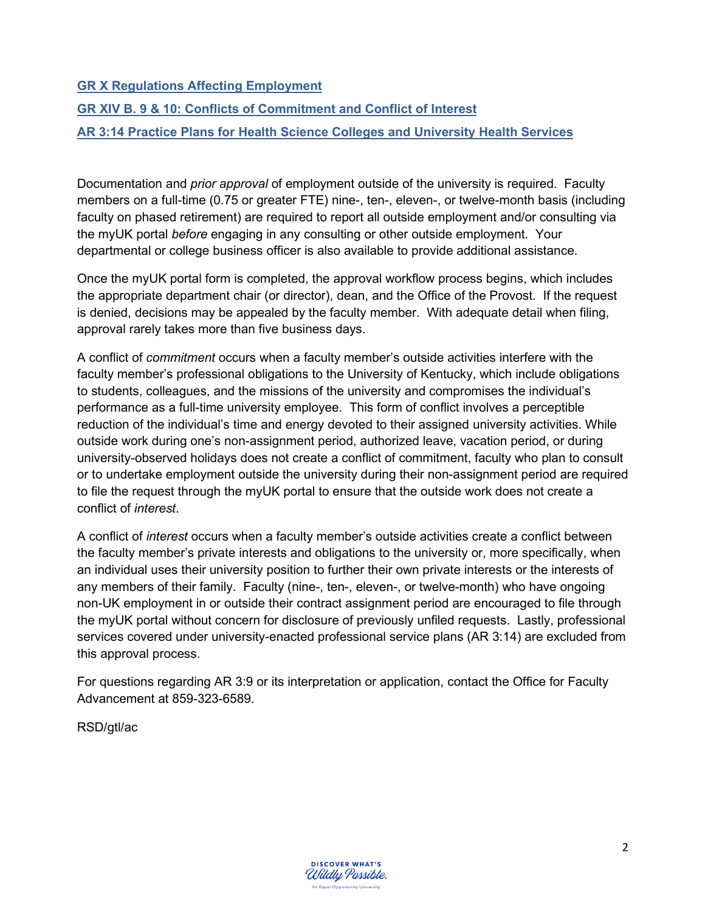**GR X Regulations Affecting Employment**

**GR XIV B. 9 & 10: Conflicts of Commitment and Conflict of Interest**

**AR 3:14 Practice Plans for Health Science Colleges and University Health Services**

Documentation and *prior approval* of employment outside of the university is required. Faculty members on a full-time (0.75 or greater FTE) nine-, ten-, eleven-, or twelve-month basis (including faculty on phased retirement) are required to report all outside employment and/or consulting via the myUK portal *before* engaging in any consulting or other outside employment. Your departmental or college business officer is also available to provide additional assistance.

Once the myUK portal form is completed, the approval workflow process begins, which includes the appropriate department chair (or director), dean, and the Office of the Provost. If the request is denied, decisions may be appealed by the faculty member. With adequate detail when filing, approval rarely takes more than five business days.

A conflict of *commitment* occurs when a faculty member's outside activities interfere with the faculty member's professional obligations to the University of Kentucky, which include obligations to students, colleagues, and the missions of the university and compromises the individual's performance as a full-time university employee. This form of conflict involves a perceptible reduction of the individual's time and energy devoted to their assigned university activities. While outside work during one's non-assignment period, authorized leave, vacation period, or during university-observed holidays does not create a conflict of commitment, faculty who plan to consult or to undertake employment outside the university during their non-assignment period are required to file the request through the myUK portal to ensure that the outside work does not create a conflict of *interest*.

A conflict of *interest* occurs when a faculty member's outside activities create a conflict between the faculty member's private interests and obligations to the university or, more specifically, when an individual uses their university position to further their own private interests or the interests of any members of their family. Faculty (nine-, ten-, eleven-, or twelve-month) who have ongoing non-UK employment in or outside their contract assignment period are encouraged to file through the myUK portal without concern for disclosure of previously unfiled requests. Lastly, professional services covered under university-enacted professional service plans (AR 3:14) are excluded from this approval process.

For questions regarding AR 3:9 or its interpretation or application, contact the Office for Faculty Advancement at 859-323-6589.

RSD/gtl/ac

DISCOVER WHAT'S *Wildly Possible.*

An Equal Opportunity University